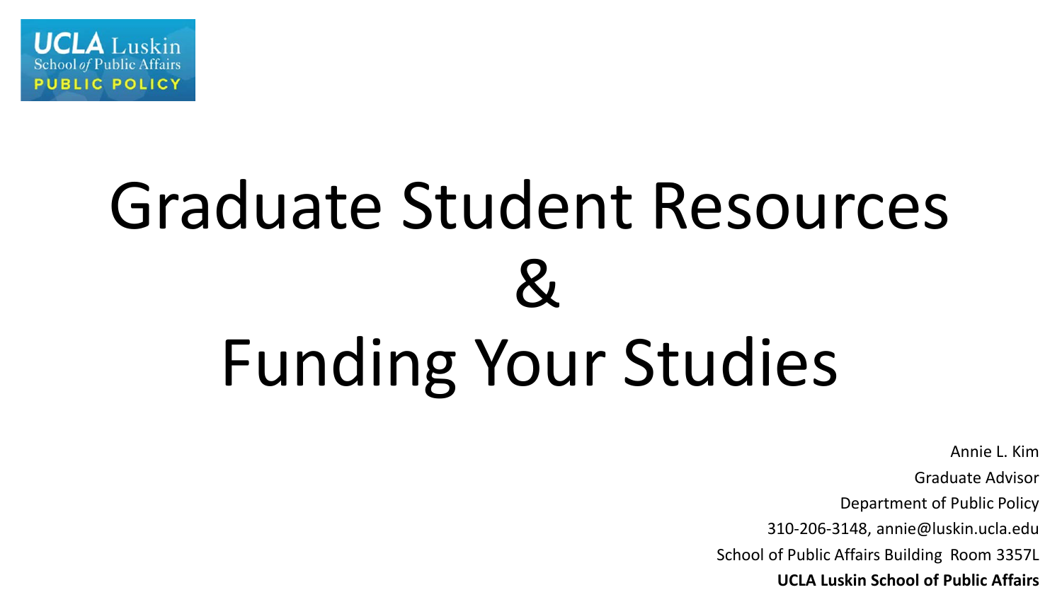UCLA Luskin
School of Public Affairs
PUBLIC POLICY

# Graduate Student Resources & Funding Your Studies

Annie L. Kim

Graduate Advisor

Department of Public Policy

310-206-3148, annie@luskin.ucla.edu

School of Public Affairs Building Room 3357L

**UCLA Luskin School of Public Affairs**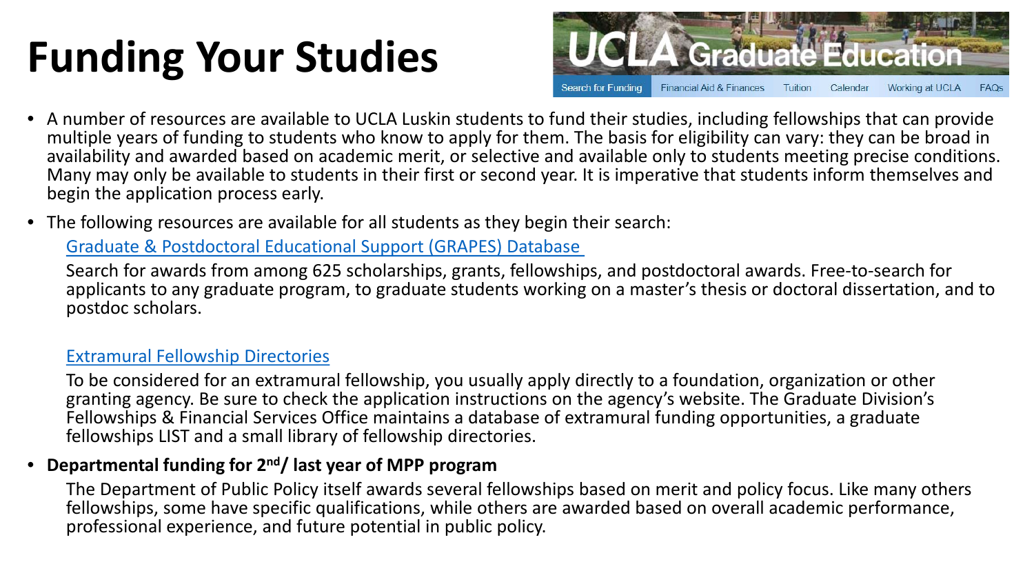# Funding Your Studies

- A number of resources are available to UCLA Luskin students to fund their studies, including fellowships that can provide multiple years of funding to students who know to apply for them. The basis for eligibility can vary: they can be broad in availability and awarded based on academic merit, or selective and available only to students meeting precise conditions. Many may only be available to students in their first or second year. It is imperative that students inform themselves and begin the application process early.

- The following resources are available for all students as they begin their search:

  Graduate & Postdoctoral Educational Support (GRAPES) Database

  Search for awards from among 625 scholarships, grants, fellowships, and postdoctoral awards. Free-to-search for applicants to any graduate program, to graduate students working on a master's thesis or doctoral dissertation, and to postdoc scholars.

  Extramural Fellowship Directories

  To be considered for an extramural fellowship, you usually apply directly to a foundation, organization or other granting agency. Be sure to check the application instructions on the agency's website. The Graduate Division's Fellowships & Financial Services Office maintains a database of extramural funding opportunities, a graduate fellowships LIST and a small library of fellowship directories.

- **Departmental funding for 2nd/ last year of MPP program**

  The Department of Public Policy itself awards several fellowships based on merit and policy focus. Like many others fellowships, some have specific qualifications, while others are awarded based on overall academic performance, professional experience, and future potential in public policy.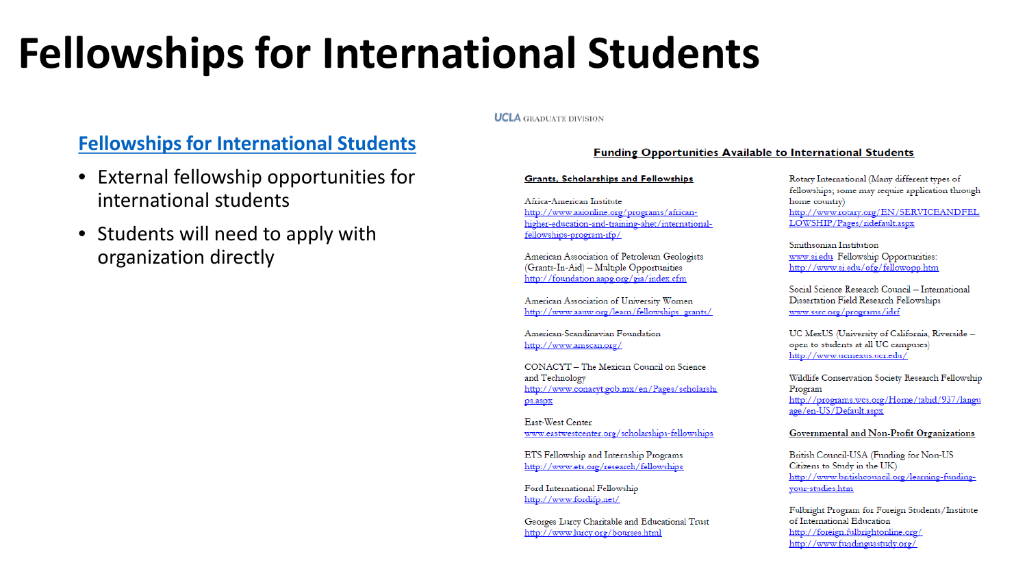# Fellowships for International Students

## Fellowships for International Students

- External fellowship opportunities for international students
- Students will need to apply with organization directly

UCLA GRADUATE DIVISION

### Funding Opportunities Available to International Students

**Grants, Scholarships and Fellowships**

Africa-American Institute
http://www.aaionline.org/programs/african-higher-education-and-training-ahet/international-fellowships-program-ifp/

American Association of Petroleum Geologists (Grants-In-Aid) – Multiple Opportunities
http://foundation.aapg.org/gia/index.cfm

American Association of University Women
http://www.aauw.org/learn/fellowships_grants/

American-Scandinavian Foundation
http://www.amscan.org/

CONACYT – The Mexican Council on Science and Technology
http://www.conacyt.gob.mx/en/Pages/scholarships.aspx

East-West Center
www.eastwestcenter.org/scholarships-fellowships

ETS Fellowship and Internship Programs
http://www.ets.org/research/fellowships

Ford International Fellowship
http://www.fordifp.net/

Georges Lurcy Charitable and Educational Trust
http://www.lurcy.org/bourses.html

Rotary International (Many different types of fellowships; some may require application through home country)
http://www.rotary.org/EN/SERVICEANDFELLOWSHIP/Pages/ridefault.aspx

Smithsonian Institution
www.si.edu Fellowship Opportunities:
http://www.si.edu/ofg/fellowopp.htm

Social Science Research Council – International Dissertation Field Research Fellowships
www.ssrc.org/programs/idrf

UC MexUS (University of California, Riverside – open to students at all UC campuses)
http://www.ucmexus.ucr.edu/

Wildlife Conservation Society Research Fellowship Program
http://programs.wcs.org/Home/tabid/937/language/en-US/Default.aspx

**Governmental and Non-Profit Organizations**

British Council-USA (Funding for Non-US Citizens to Study in the UK)
http://www.britishcouncil.org/learning-funding-your-studies.htm

Fulbright Program for Foreign Students/Institute of International Education
http://foreign.fulbrightonline.org/
http://www.fundingusstudy.org/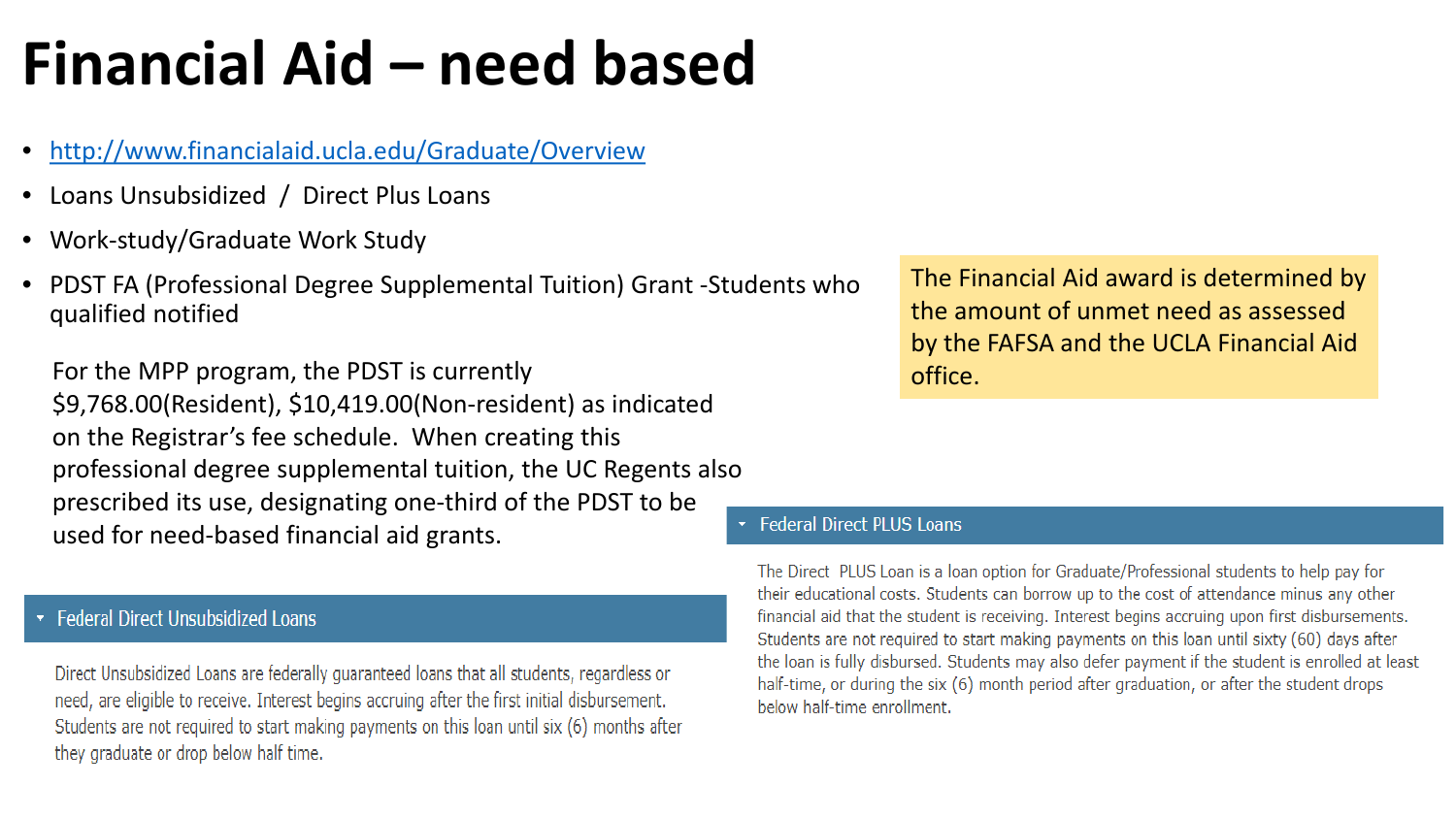# Financial Aid – need based

- http://www.financialaid.ucla.edu/Graduate/Overview
- Loans Unsubsidized / Direct Plus Loans
- Work-study/Graduate Work Study
- PDST FA (Professional Degree Supplemental Tuition) Grant -Students who qualified notified

For the MPP program, the PDST is currently $9,768.00(Resident), $10,419.00(Non-resident) as indicated on the Registrar's fee schedule. When creating this professional degree supplemental tuition, the UC Regents also prescribed its use, designating one-third of the PDST to be used for need-based financial aid grants.

The Financial Aid award is determined by the amount of unmet need as assessed by the FAFSA and the UCLA Financial Aid office.

### Federal Direct Unsubsidized Loans

Direct Unsubsidized Loans are federally guaranteed loans that all students, regardless or need, are eligible to receive. Interest begins accruing after the first initial disbursement. Students are not required to start making payments on this loan until six (6) months after they graduate or drop below half time.

### Federal Direct PLUS Loans

The Direct PLUS Loan is a loan option for Graduate/Professional students to help pay for their educational costs. Students can borrow up to the cost of attendance minus any other financial aid that the student is receiving. Interest begins accruing upon first disbursements. Students are not required to start making payments on this loan until sixty (60) days after the loan is fully disbursed. Students may also defer payment if the student is enrolled at least half-time, or during the six (6) month period after graduation, or after the student drops below half-time enrollment.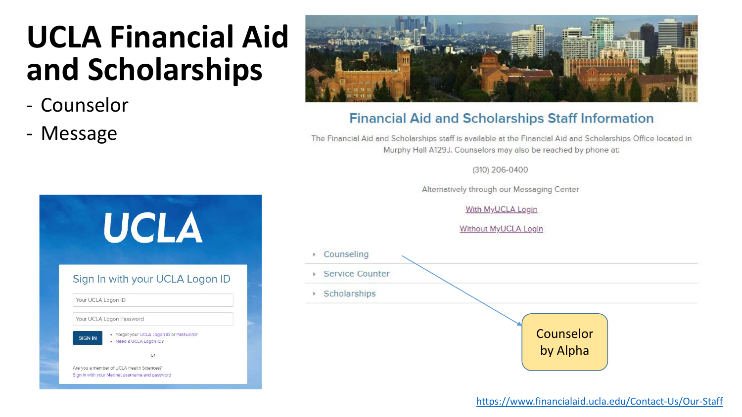# UCLA Financial Aid and Scholarships

- Counselor
- Message

## Financial Aid and Scholarships Staff Information

The Financial Aid and Scholarships staff is available at the Financial Aid and Scholarships Office located in Murphy Hall A129J. Counselors may also be reached by phone at:

(310) 206-0400

Alternatively through our Messaging Center

With MyUCLA Login

Without MyUCLA Login

- Counseling
- Service Counter
- Scholarships

Counselor by Alpha

UCLA

Sign In with your UCLA Logon ID

Your UCLA Logon ID

Your UCLA Logon Password

SIGN IN

- Forgot your UCLA Logon ID or Password?
- Need a UCLA Logon ID?

or

Are you a member of UCLA Health Sciences?
Sign In with your Mednet username and password

https://www.financialaid.ucla.edu/Contact-Us/Our-Staff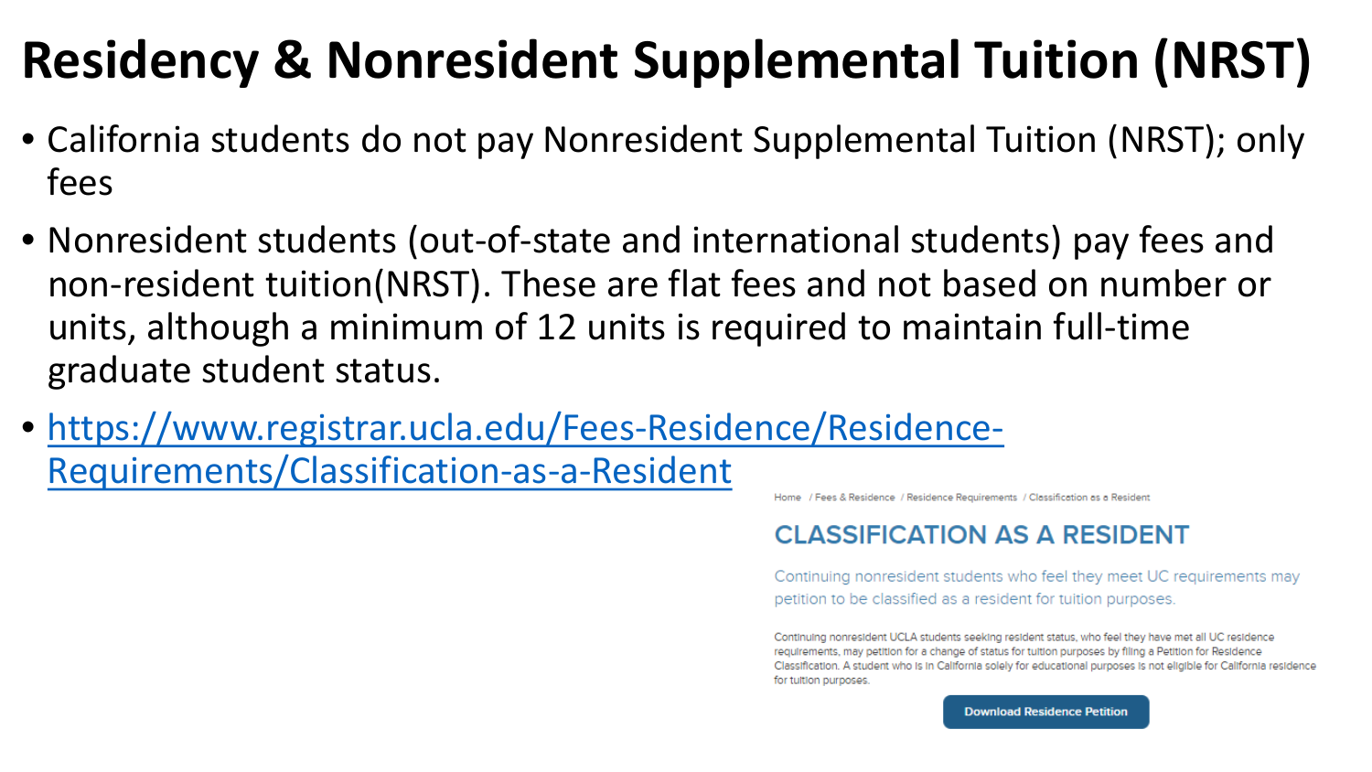# Residency & Nonresident Supplemental Tuition (NRST)

- California students do not pay Nonresident Supplemental Tuition (NRST); only fees
- Nonresident students (out-of-state and international students) pay fees and non-resident tuition(NRST). These are flat fees and not based on number or units, although a minimum of 12 units is required to maintain full-time graduate student status.
- https://www.registrar.ucla.edu/Fees-Residence/Residence-Requirements/Classification-as-a-Resident

Home / Fees & Residence / Residence Requirements / Classification as a Resident

## CLASSIFICATION AS A RESIDENT

Continuing nonresident students who feel they meet UC requirements may petition to be classified as a resident for tuition purposes.

Continuing nonresident UCLA students seeking resident status, who feel they have met all UC residence requirements, may petition for a change of status for tuition purposes by filing a Petition for Residence Classification. A student who is in California solely for educational purposes is not eligible for California residence for tuition purposes.

Download Residence Petition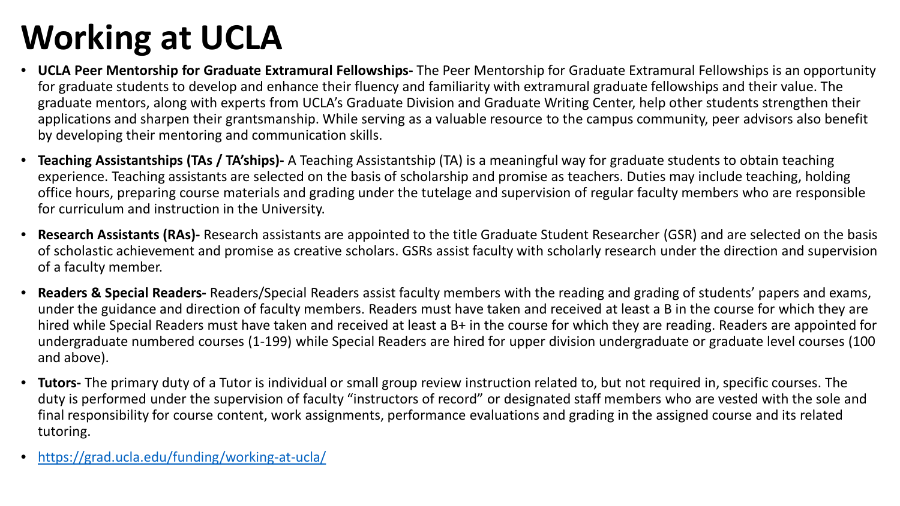# Working at UCLA

- **UCLA Peer Mentorship for Graduate Extramural Fellowships-** The Peer Mentorship for Graduate Extramural Fellowships is an opportunity for graduate students to develop and enhance their fluency and familiarity with extramural graduate fellowships and their value. The graduate mentors, along with experts from UCLA's Graduate Division and Graduate Writing Center, help other students strengthen their applications and sharpen their grantsmanship. While serving as a valuable resource to the campus community, peer advisors also benefit by developing their mentoring and communication skills.
- **Teaching Assistantships (TAs / TA'ships)-** A Teaching Assistantship (TA) is a meaningful way for graduate students to obtain teaching experience. Teaching assistants are selected on the basis of scholarship and promise as teachers. Duties may include teaching, holding office hours, preparing course materials and grading under the tutelage and supervision of regular faculty members who are responsible for curriculum and instruction in the University.
- **Research Assistants (RAs)-** Research assistants are appointed to the title Graduate Student Researcher (GSR) and are selected on the basis of scholastic achievement and promise as creative scholars. GSRs assist faculty with scholarly research under the direction and supervision of a faculty member.
- **Readers & Special Readers-** Readers/Special Readers assist faculty members with the reading and grading of students' papers and exams, under the guidance and direction of faculty members. Readers must have taken and received at least a B in the course for which they are hired while Special Readers must have taken and received at least a B+ in the course for which they are reading. Readers are appointed for undergraduate numbered courses (1-199) while Special Readers are hired for upper division undergraduate or graduate level courses (100 and above).
- **Tutors-** The primary duty of a Tutor is individual or small group review instruction related to, but not required in, specific courses. The duty is performed under the supervision of faculty "instructors of record" or designated staff members who are vested with the sole and final responsibility for course content, work assignments, performance evaluations and grading in the assigned course and its related tutoring.
- https://grad.ucla.edu/funding/working-at-ucla/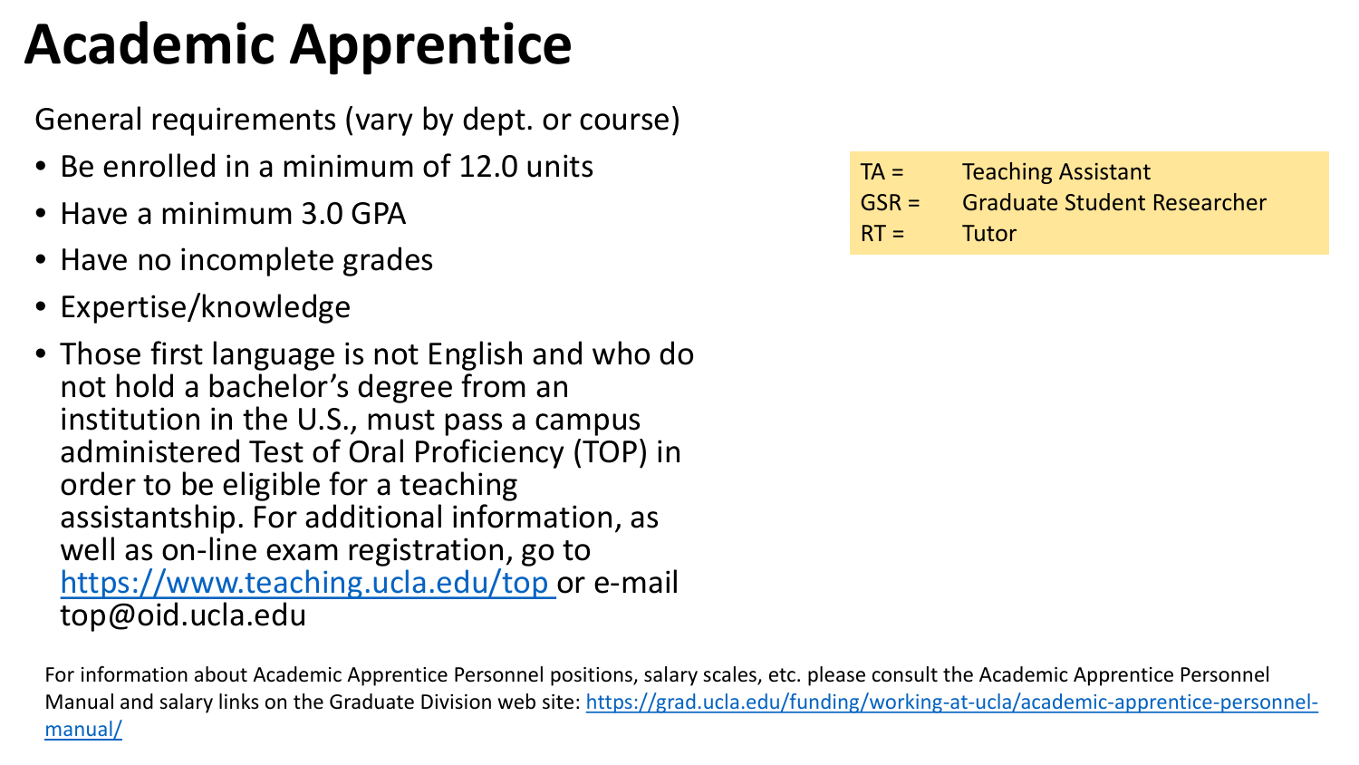# Academic Apprentice

General requirements (vary by dept. or course)

- Be enrolled in a minimum of 12.0 units
- Have a minimum 3.0 GPA
- Have no incomplete grades
- Expertise/knowledge
- Those first language is not English and who do not hold a bachelor's degree from an institution in the U.S., must pass a campus administered Test of Oral Proficiency (TOP) in order to be eligible for a teaching assistantship. For additional information, as well as on-line exam registration, go to [https://www.teaching.ucla.edu/top](https://www.teaching.ucla.edu/top) or e-mail top@oid.ucla.edu

| | |
|---|---|
| TA = | Teaching Assistant |
| GSR = | Graduate Student Researcher |
| RT = | Tutor |

For information about Academic Apprentice Personnel positions, salary scales, etc. please consult the Academic Apprentice Personnel Manual and salary links on the Graduate Division web site: [https://grad.ucla.edu/funding/working-at-ucla/academic-apprentice-personnel-manual/](https://grad.ucla.edu/funding/working-at-ucla/academic-apprentice-personnel-manual/)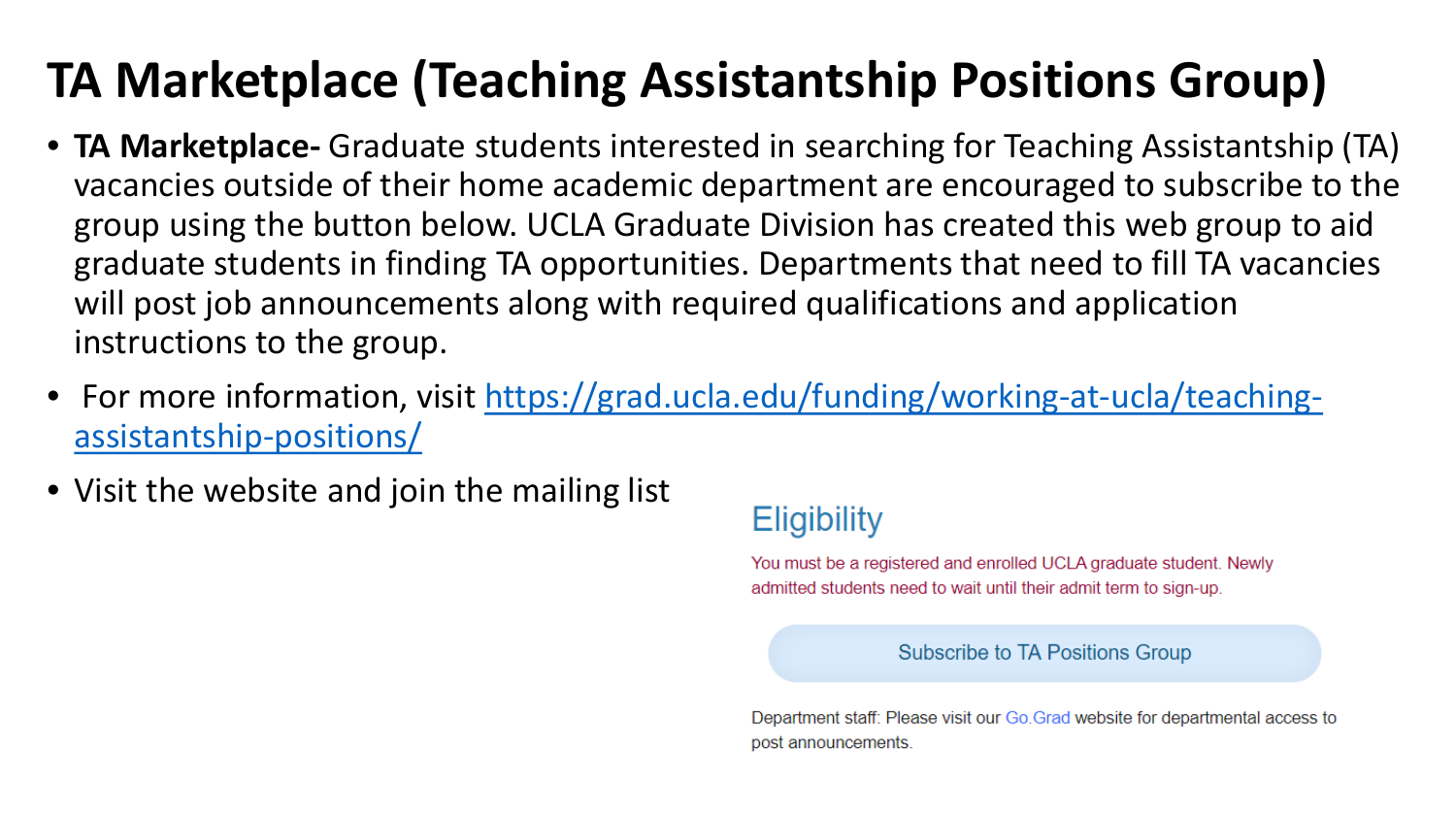# TA Marketplace (Teaching Assistantship Positions Group)

- **TA Marketplace-** Graduate students interested in searching for Teaching Assistantship (TA) vacancies outside of their home academic department are encouraged to subscribe to the group using the button below. UCLA Graduate Division has created this web group to aid graduate students in finding TA opportunities. Departments that need to fill TA vacancies will post job announcements along with required qualifications and application instructions to the group.
- For more information, visit [https://grad.ucla.edu/funding/working-at-ucla/teaching-assistantship-positions/](https://grad.ucla.edu/funding/working-at-ucla/teaching-assistantship-positions/)
- Visit the website and join the mailing list

## Eligibility

You must be a registered and enrolled UCLA graduate student. Newly admitted students need to wait until their admit term to sign-up.

Subscribe to TA Positions Group

Department staff: Please visit our Go.Grad website for departmental access to post announcements.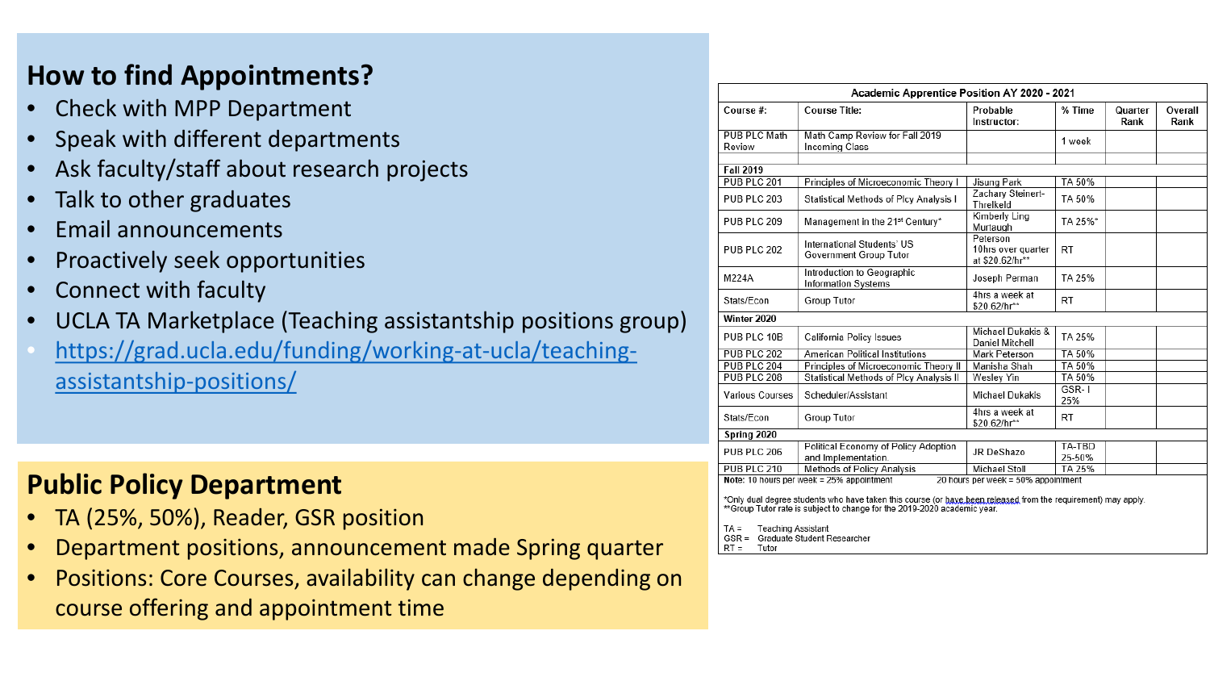## How to find Appointments?

- Check with MPP Department
- Speak with different departments
- Ask faculty/staff about research projects
- Talk to other graduates
- Email announcements
- Proactively seek opportunities
- Connect with faculty
- UCLA TA Marketplace (Teaching assistantship positions group)
- https://grad.ucla.edu/funding/working-at-ucla/teaching-assistantship-positions/

## Public Policy Department

- TA (25%, 50%), Reader, GSR position
- Department positions, announcement made Spring quarter
- Positions: Core Courses, availability can change depending on course offering and appointment time

| Academic Apprentice Position AY 2020 - 2021 | | | | | |
|---|---|---|---|---|---|
| Course #: | Course Title: | Probable Instructor: | % Time | Quarter Rank | Overall Rank |
| PUB PLC Math Review | Math Camp Review for Fall 2019 Incoming Class | | 1 week | | |
| | | | | | |
| **Fall 2019** | | | | | |
| PUB PLC 201 | Principles of Microeconomic Theory I | Jisung Park | TA 50% | | |
| PUB PLC 203 | Statistical Methods of Plcy Analysis I | Zachary Steinert-Threlkeld | TA 50% | | |
| PUB PLC 209 | Management in the 21st Century* | Kimberly Ling Murtaugh | TA 25%* | | |
| PUB PLC 202 | International Students' US Government Group Tutor | Peterson 10hrs over quarter at $20.62/hr** | RT | | |
| M224A | Introduction to Geographic Information Systems | Joseph Perman | TA 25% | | |
| Stats/Econ | Group Tutor | 4hrs a week at $20.62/hr** | RT | | |
| **Winter 2020** | | | | | |
| PUB PLC 10B | California Policy Issues | Michael Dukakis & Daniel Mitchell | TA 25% | | |
| PUB PLC 202 | American Political Institutions | Mark Peterson | TA 50% | | |
| PUB PLC 204 | Principles of Microeconomic Theory II | Manisha Shah | TA 50% | | |
| PUB PLC 208 | Statistical Methods of Plcy Analysis II | Wesley Yin | TA 50% | | |
| Various Courses | Scheduler/Assistant | Michael Dukakis | GSR- I 25% | | |
| Stats/Econ | Group Tutor | 4hrs a week at $20.62/hr** | RT | | |
| **Spring 2020** | | | | | |
| PUB PLC 206 | Political Economy of Policy Adoption and Implementation | JR DeShazo | TA-TBD 25-50% | | |
| PUB PLC 210 | Methods of Policy Analysis | Michael Stoll | TA 25% | | |

**Note:** 10 hours per week = 25% appointment     20 hours per week = 50% appointment

*Only dual degree students who have taken this course (or have been released from the requirement) may apply.
**Group Tutor rate is subject to change for the 2019-2020 academic year.

TA = Teaching Assistant
GSR = Graduate Student Researcher
RT = Tutor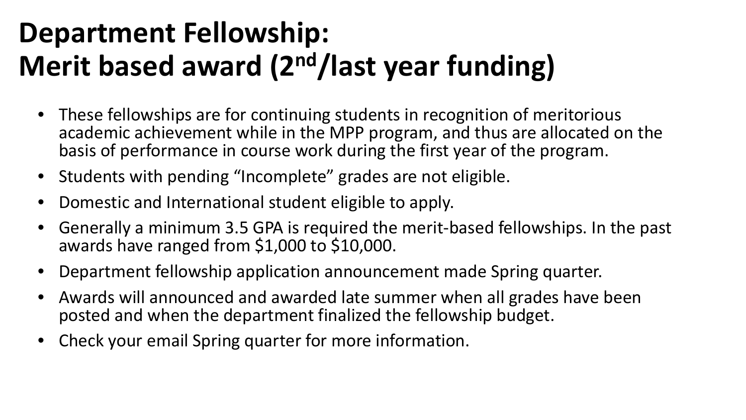# Department Fellowship: Merit based award (2nd/last year funding)

- These fellowships are for continuing students in recognition of meritorious academic achievement while in the MPP program, and thus are allocated on the basis of performance in course work during the first year of the program.
- Students with pending “Incomplete” grades are not eligible.
- Domestic and International student eligible to apply.
- Generally a minimum 3.5 GPA is required the merit-based fellowships. In the past awards have ranged from $1,000 to $10,000.
- Department fellowship application announcement made Spring quarter.
- Awards will announced and awarded late summer when all grades have been posted and when the department finalized the fellowship budget.
- Check your email Spring quarter for more information.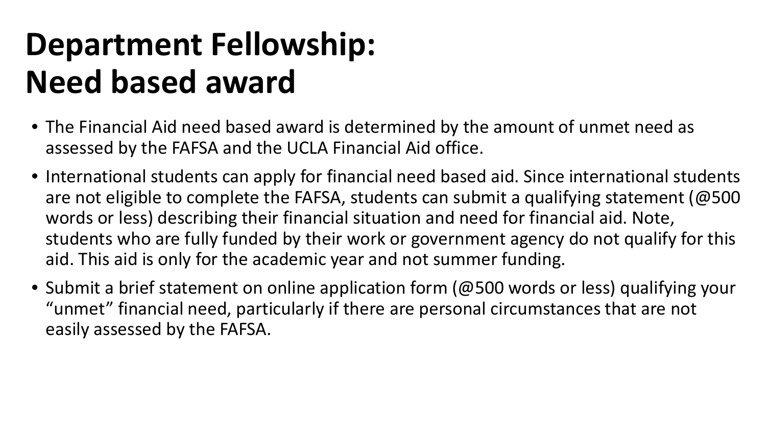# Department Fellowship: Need based award

- The Financial Aid need based award is determined by the amount of unmet need as assessed by the FAFSA and the UCLA Financial Aid office.
- International students can apply for financial need based aid. Since international students are not eligible to complete the FAFSA, students can submit a qualifying statement (@500 words or less) describing their financial situation and need for financial aid. Note, students who are fully funded by their work or government agency do not qualify for this aid. This aid is only for the academic year and not summer funding.
- Submit a brief statement on online application form (@500 words or less) qualifying your "unmet" financial need, particularly if there are personal circumstances that are not easily assessed by the FAFSA.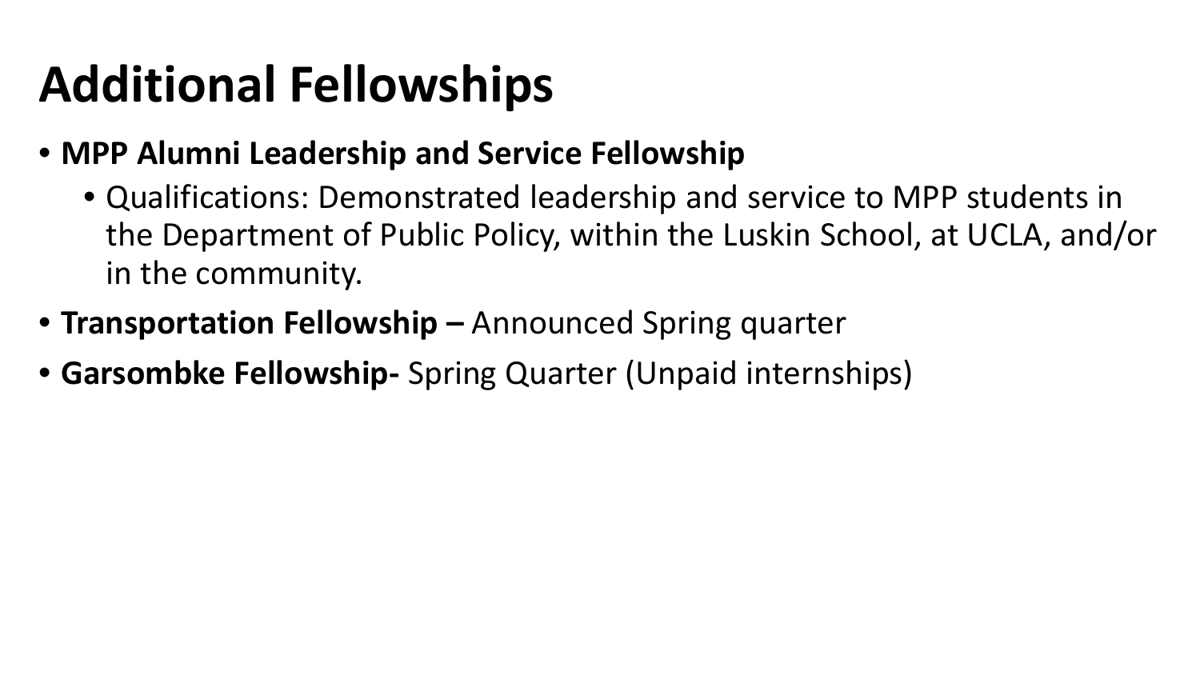# Additional Fellowships

- **MPP Alumni Leadership and Service Fellowship**
  - Qualifications: Demonstrated leadership and service to MPP students in the Department of Public Policy, within the Luskin School, at UCLA, and/or in the community.
- **Transportation Fellowship –** Announced Spring quarter
- **Garsombke Fellowship-** Spring Quarter (Unpaid internships)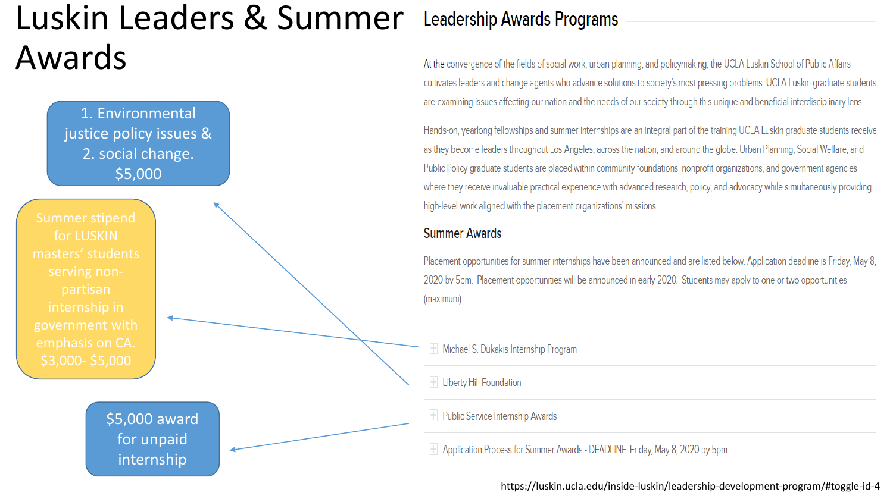# Luskin Leaders & Summer Awards

1. Environmental justice policy issues &
2. social change.

$5,000

Summer stipend for LUSKIN masters' students serving non-partisan internship in government with emphasis on CA. $3,000- $5,000

$5,000 award for unpaid internship

## Leadership Awards Programs

At the convergence of the fields of social work, urban planning, and policymaking, the UCLA Luskin School of Public Affairs cultivates leaders and change agents who advance solutions to society's most pressing problems. UCLA Luskin graduate students are examining issues affecting our nation and the needs of our society through this unique and beneficial interdisciplinary lens.

Hands-on, yearlong fellowships and summer internships are an integral part of the training UCLA Luskin graduate students receive as they become leaders throughout Los Angeles, across the nation, and around the globe. Urban Planning, Social Welfare, and Public Policy graduate students are placed within community foundations, nonprofit organizations, and government agencies where they receive invaluable practical experience with advanced research, policy, and advocacy while simultaneously providing high-level work aligned with the placement organizations' missions.

### Summer Awards

Placement opportunities for summer internships have been announced and are listed below. Application deadline is Friday, May 8, 2020 by 5pm. Placement opportunities will be announced in early 2020. Students may apply to one or two opportunities (maximum).

- Michael S. Dukakis Internship Program
- Liberty Hill Foundation
- Public Service Internship Awards
- Application Process for Summer Awards - DEADLINE: Friday, May 8, 2020 by 5pm

https://luskin.ucla.edu/inside-luskin/leadership-development-program/#toggle-id-4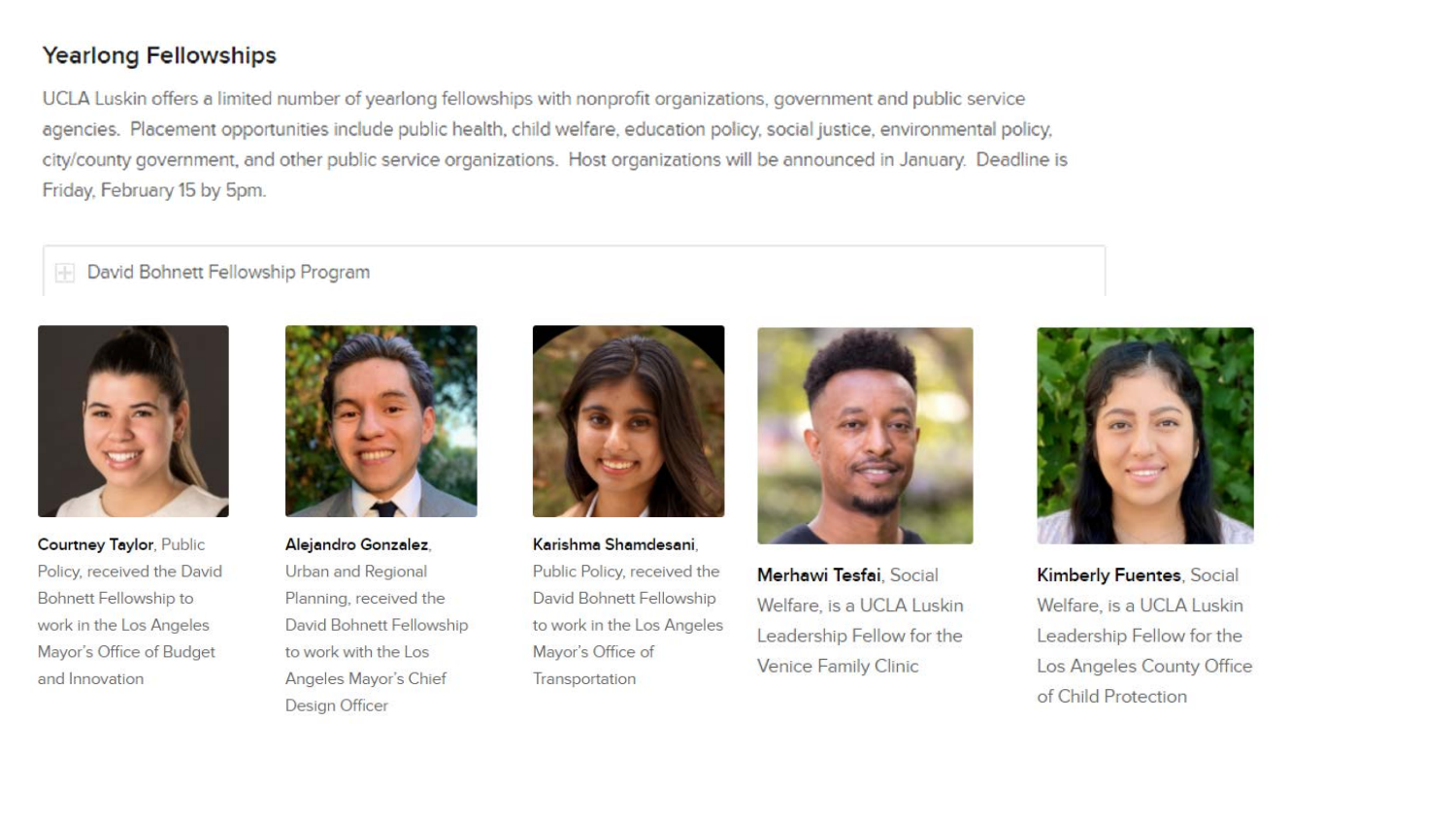## Yearlong Fellowships

UCLA Luskin offers a limited number of yearlong fellowships with nonprofit organizations, government and public service agencies. Placement opportunities include public health, child welfare, education policy, social justice, environmental policy, city/county government, and other public service organizations. Host organizations will be announced in January. Deadline is Friday, February 15 by 5pm.

David Bohnett Fellowship Program

**Courtney Taylor**, Public Policy, received the David Bohnett Fellowship to work in the Los Angeles Mayor's Office of Budget and Innovation

**Alejandro Gonzalez**, Urban and Regional Planning, received the David Bohnett Fellowship to work with the Los Angeles Mayor's Chief Design Officer

**Karishma Shamdesani**, Public Policy, received the David Bohnett Fellowship to work in the Los Angeles Mayor's Office of Transportation

**Merhawi Tesfai**, Social Welfare, is a UCLA Luskin Leadership Fellow for the Venice Family Clinic

**Kimberly Fuentes**, Social Welfare, is a UCLA Luskin Leadership Fellow for the Los Angeles County Office of Child Protection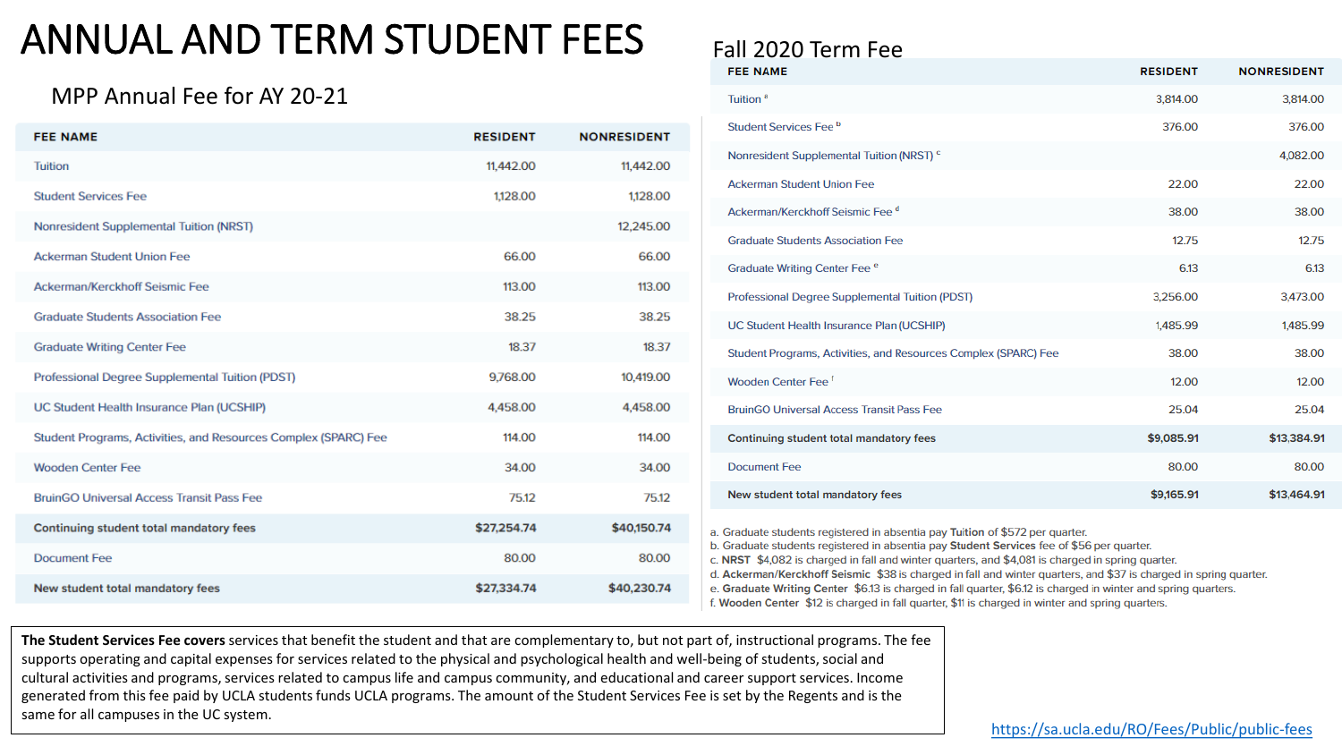# ANNUAL AND TERM STUDENT FEES

## MPP Annual Fee for AY 20-21

| FEE NAME | RESIDENT | NONRESIDENT |
|---|---|---|
| Tuition | 11,442.00 | 11,442.00 |
| Student Services Fee | 1,128.00 | 1,128.00 |
| Nonresident Supplemental Tuition (NRST) | | 12,245.00 |
| Ackerman Student Union Fee | 66.00 | 66.00 |
| Ackerman/Kerckhoff Seismic Fee | 113.00 | 113.00 |
| Graduate Students Association Fee | 38.25 | 38.25 |
| Graduate Writing Center Fee | 18.37 | 18.37 |
| Professional Degree Supplemental Tuition (PDST) | 9,768.00 | 10,419.00 |
| UC Student Health Insurance Plan (UCSHIP) | 4,458.00 | 4,458.00 |
| Student Programs, Activities, and Resources Complex (SPARC) Fee | 114.00 | 114.00 |
| Wooden Center Fee | 34.00 | 34.00 |
| BruinGO Universal Access Transit Pass Fee | 75.12 | 75.12 |
| **Continuing student total mandatory fees** | **$27,254.74** | **$40,150.74** |
| Document Fee | 80.00 | 80.00 |
| **New student total mandatory fees** | **$27,334.74** | **$40,230.74** |

## Fall 2020 Term Fee

| FEE NAME | RESIDENT | NONRESIDENT |
|---|---|---|
| Tuition [a] | 3,814.00 | 3,814.00 |
| Student Services Fee [b] | 376.00 | 376.00 |
| Nonresident Supplemental Tuition (NRST) [c] | | 4,082.00 |
| Ackerman Student Union Fee | 22.00 | 22.00 |
| Ackerman/Kerckhoff Seismic Fee [d] | 38.00 | 38.00 |
| Graduate Students Association Fee | 12.75 | 12.75 |
| Graduate Writing Center Fee [e] | 6.13 | 6.13 |
| Professional Degree Supplemental Tuition (PDST) | 3,256.00 | 3,473.00 |
| UC Student Health Insurance Plan (UCSHIP) | 1,485.99 | 1,485.99 |
| Student Programs, Activities, and Resources Complex (SPARC) Fee | 38.00 | 38.00 |
| Wooden Center Fee [f] | 12.00 | 12.00 |
| BruinGO Universal Access Transit Pass Fee | 25.04 | 25.04 |
| **Continuing student total mandatory fees** | **$9,085.91** | **$13,384.91** |
| Document Fee | 80.00 | 80.00 |
| **New student total mandatory fees** | **$9,165.91** | **$13,464.91** |

a. Graduate students registered in absentia pay **Tuition** of $572 per quarter.
b. Graduate students registered in absentia pay **Student Services** fee of $56 per quarter.
c. **NRST** $4,082 is charged in fall and winter quarters, and $4,081 is charged in spring quarter.
d. **Ackerman/Kerckhoff Seismic** $38 is charged in fall and winter quarters, and $37 is charged in spring quarter.
e. **Graduate Writing Center** $6.13 is charged in fall quarter, $6.12 is charged in winter and spring quarters.
f. **Wooden Center** $12 is charged in fall quarter, $11 is charged in winter and spring quarters.

**The Student Services Fee covers** services that benefit the student and that are complementary to, but not part of, instructional programs. The fee supports operating and capital expenses for services related to the physical and psychological health and well-being of students, social and cultural activities and programs, services related to campus life and campus community, and educational and career support services. Income generated from this fee paid by UCLA students funds UCLA programs. The amount of the Student Services Fee is set by the Regents and is the same for all campuses in the UC system.

https://sa.ucla.edu/RO/Fees/Public/public-fees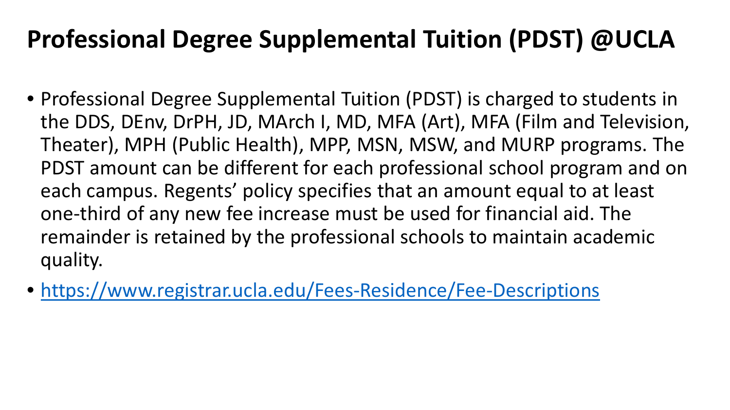# Professional Degree Supplemental Tuition (PDST) @UCLA

- Professional Degree Supplemental Tuition (PDST) is charged to students in the DDS, DEnv, DrPH, JD, MArch I, MD, MFA (Art), MFA (Film and Television, Theater), MPH (Public Health), MPP, MSN, MSW, and MURP programs. The PDST amount can be different for each professional school program and on each campus. Regents' policy specifies that an amount equal to at least one-third of any new fee increase must be used for financial aid. The remainder is retained by the professional schools to maintain academic quality.
- https://www.registrar.ucla.edu/Fees-Residence/Fee-Descriptions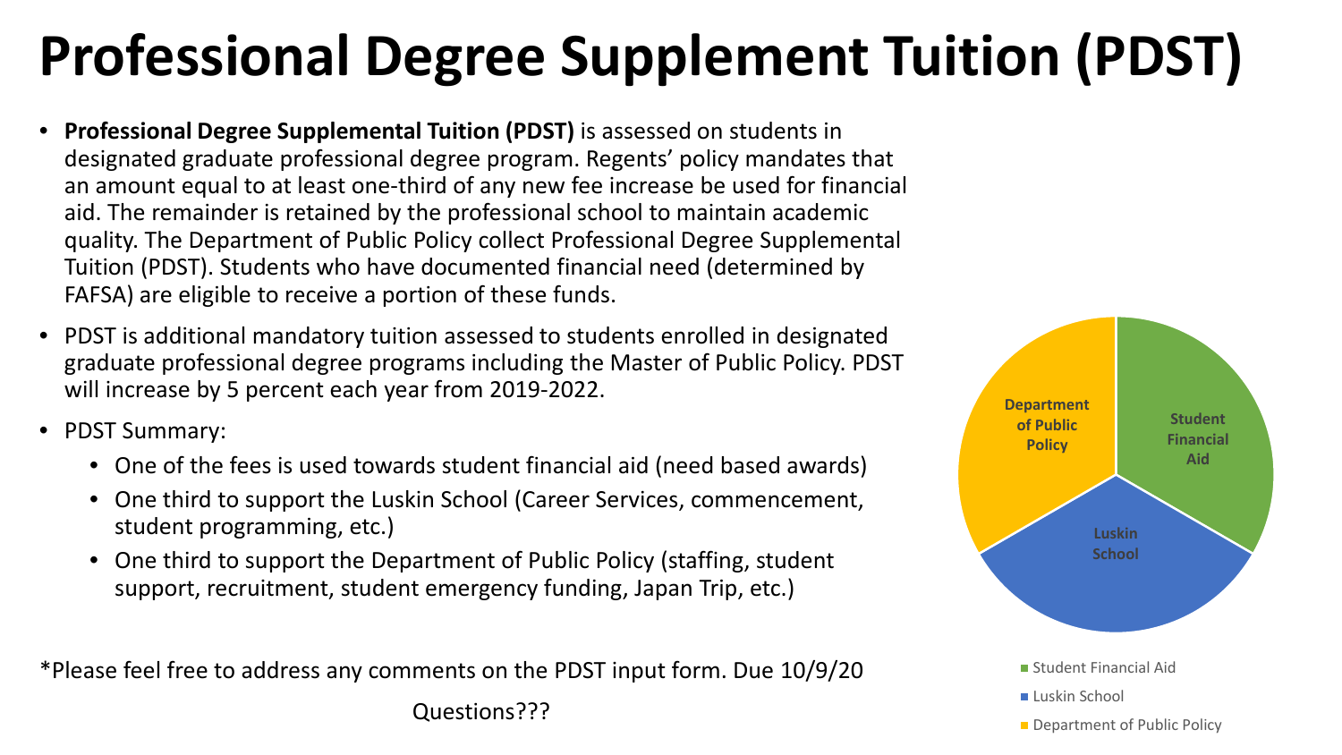# Professional Degree Supplement Tuition (PDST)

- **Professional Degree Supplemental Tuition (PDST)** is assessed on students in designated graduate professional degree program. Regents' policy mandates that an amount equal to at least one-third of any new fee increase be used for financial aid. The remainder is retained by the professional school to maintain academic quality. The Department of Public Policy collect Professional Degree Supplemental Tuition (PDST). Students who have documented financial need (determined by FAFSA) are eligible to receive a portion of these funds.
- PDST is additional mandatory tuition assessed to students enrolled in designated graduate professional degree programs including the Master of Public Policy. PDST will increase by 5 percent each year from 2019-2022.
- PDST Summary:
  - One of the fees is used towards student financial aid (need based awards)
  - One third to support the Luskin School (Career Services, commencement, student programming, etc.)
  - One third to support the Department of Public Policy (staffing, student support, recruitment, student emergency funding, Japan Trip, etc.)

Student Financial Aid

Luskin School

Department of Public Policy

*Please feel free to address any comments on the PDST input form. Due 10/9/20

Questions???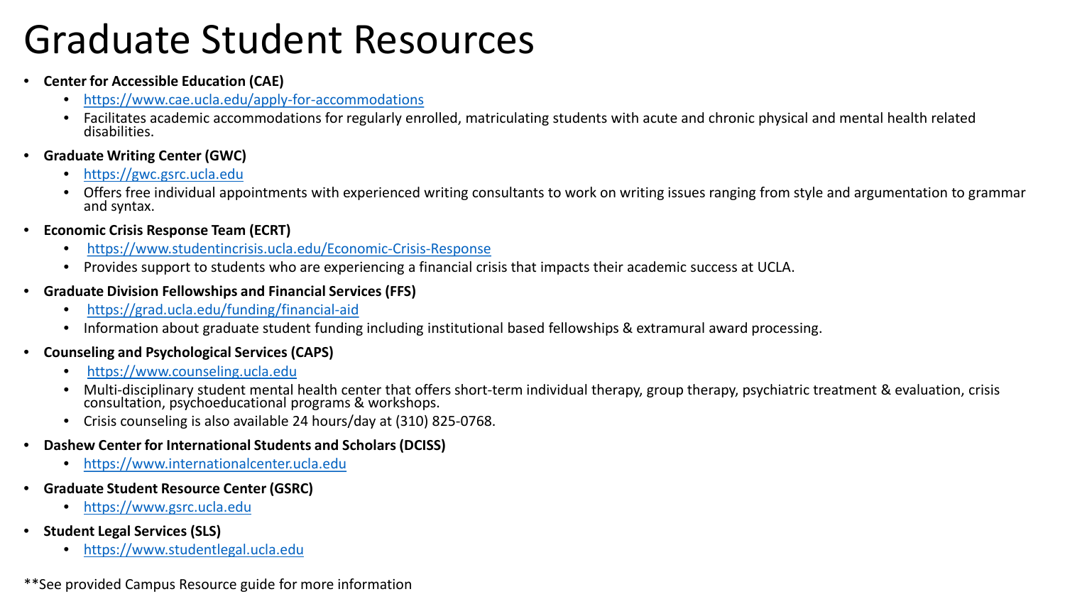# Graduate Student Resources

- **Center for Accessible Education (CAE)**
  - https://www.cae.ucla.edu/apply-for-accommodations
  - Facilitates academic accommodations for regularly enrolled, matriculating students with acute and chronic physical and mental health related disabilities.
- **Graduate Writing Center (GWC)**
  - https://gwc.gsrc.ucla.edu
  - Offers free individual appointments with experienced writing consultants to work on writing issues ranging from style and argumentation to grammar and syntax.
- **Economic Crisis Response Team (ECRT)**
  - https://www.studentincrisis.ucla.edu/Economic-Crisis-Response
  - Provides support to students who are experiencing a financial crisis that impacts their academic success at UCLA.
- **Graduate Division Fellowships and Financial Services (FFS)**
  - https://grad.ucla.edu/funding/financial-aid
  - Information about graduate student funding including institutional based fellowships & extramural award processing.
- **Counseling and Psychological Services (CAPS)**
  - https://www.counseling.ucla.edu
  - Multi-disciplinary student mental health center that offers short-term individual therapy, group therapy, psychiatric treatment & evaluation, crisis consultation, psychoeducational programs & workshops.
  - Crisis counseling is also available 24 hours/day at (310) 825-0768.
- **Dashew Center for International Students and Scholars (DCISS)**
  - https://www.internationalcenter.ucla.edu
- **Graduate Student Resource Center (GSRC)**
  - https://www.gsrc.ucla.edu
- **Student Legal Services (SLS)**
  - https://www.studentlegal.ucla.edu

**See provided Campus Resource guide for more information